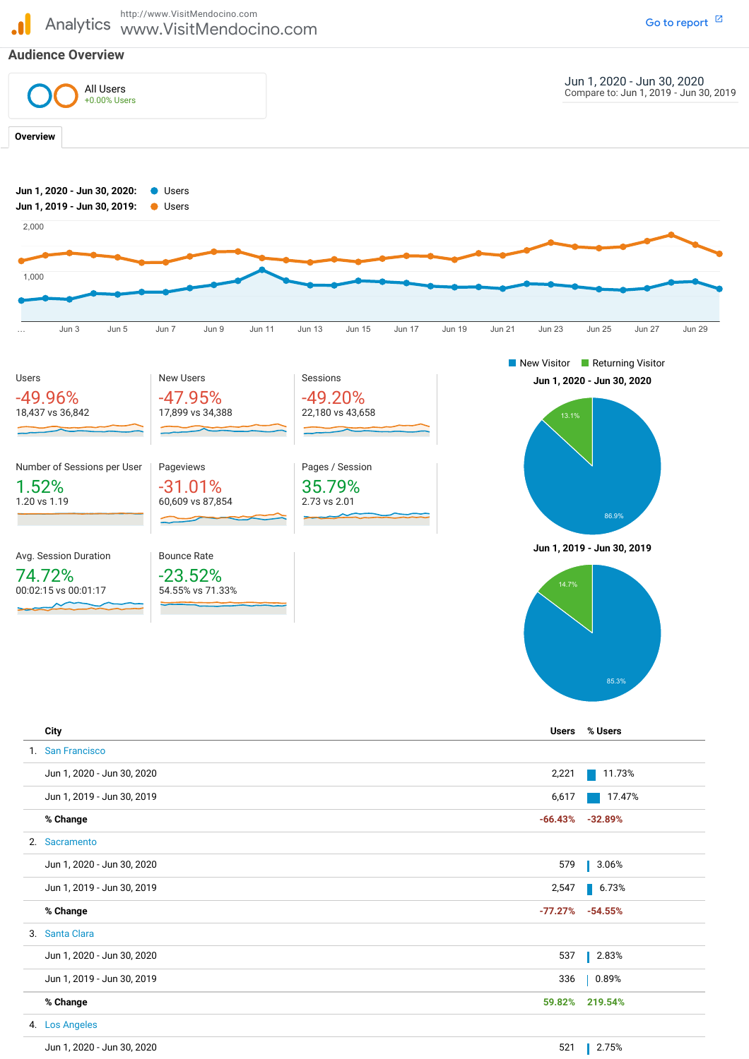Analytics http://www.VisitMendocino.com www.VisitMendocino.com

Go to report

## Audience Overview

All Users
+0.00% Users

Jun 1, 2020 - Jun 30, 2020
Compare to: Jun 1, 2019 - Jun 30, 2019

**Overview**

**Jun 1, 2020 - Jun 30, 2020:** Users
**Jun 1, 2019 - Jun 30, 2019:** Users

2,000
1,000

... Jun 3 Jun 5 Jun 7 Jun 9 Jun 11 Jun 13 Jun 15 Jun 17 Jun 19 Jun 21 Jun 23 Jun 25 Jun 27 Jun 29

| Metric | % Change | 2020 vs 2019 |
|---|---|---|
| Users | -49.96% | 18,437 vs 36,842 |
| New Users | -47.95% | 17,899 vs 34,388 |
| Sessions | -49.20% | 22,180 vs 43,658 |
| Number of Sessions per User | 1.52% | 1.20 vs 1.19 |
| Pageviews | -31.01% | 60,609 vs 87,854 |
| Pages / Session | 35.79% | 2.73 vs 2.01 |
| Avg. Session Duration | 74.72% | 00:02:15 vs 00:01:17 |
| Bounce Rate | -23.52% | 54.55% vs 71.33% |

New Visitor | Returning Visitor

**Jun 1, 2020 - Jun 30, 2020**

13.1% | 86.9%

**Jun 1, 2019 - Jun 30, 2019**

14.7% | 85.3%

| City | Users | % Users |
|---|---|---|
| 1. San Francisco | | |
| Jun 1, 2020 - Jun 30, 2020 | 2,221 | 11.73% |
| Jun 1, 2019 - Jun 30, 2019 | 6,617 | 17.47% |
| **% Change** | -66.43% | -32.89% |
| 2. Sacramento | | |
| Jun 1, 2020 - Jun 30, 2020 | 579 | 3.06% |
| Jun 1, 2019 - Jun 30, 2019 | 2,547 | 6.73% |
| **% Change** | -77.27% | -54.55% |
| 3. Santa Clara | | |
| Jun 1, 2020 - Jun 30, 2020 | 537 | 2.83% |
| Jun 1, 2019 - Jun 30, 2019 | 336 | 0.89% |
| **% Change** | 59.82% | 219.54% |
| 4. Los Angeles | | |
| Jun 1, 2020 - Jun 30, 2020 | 521 | 2.75% |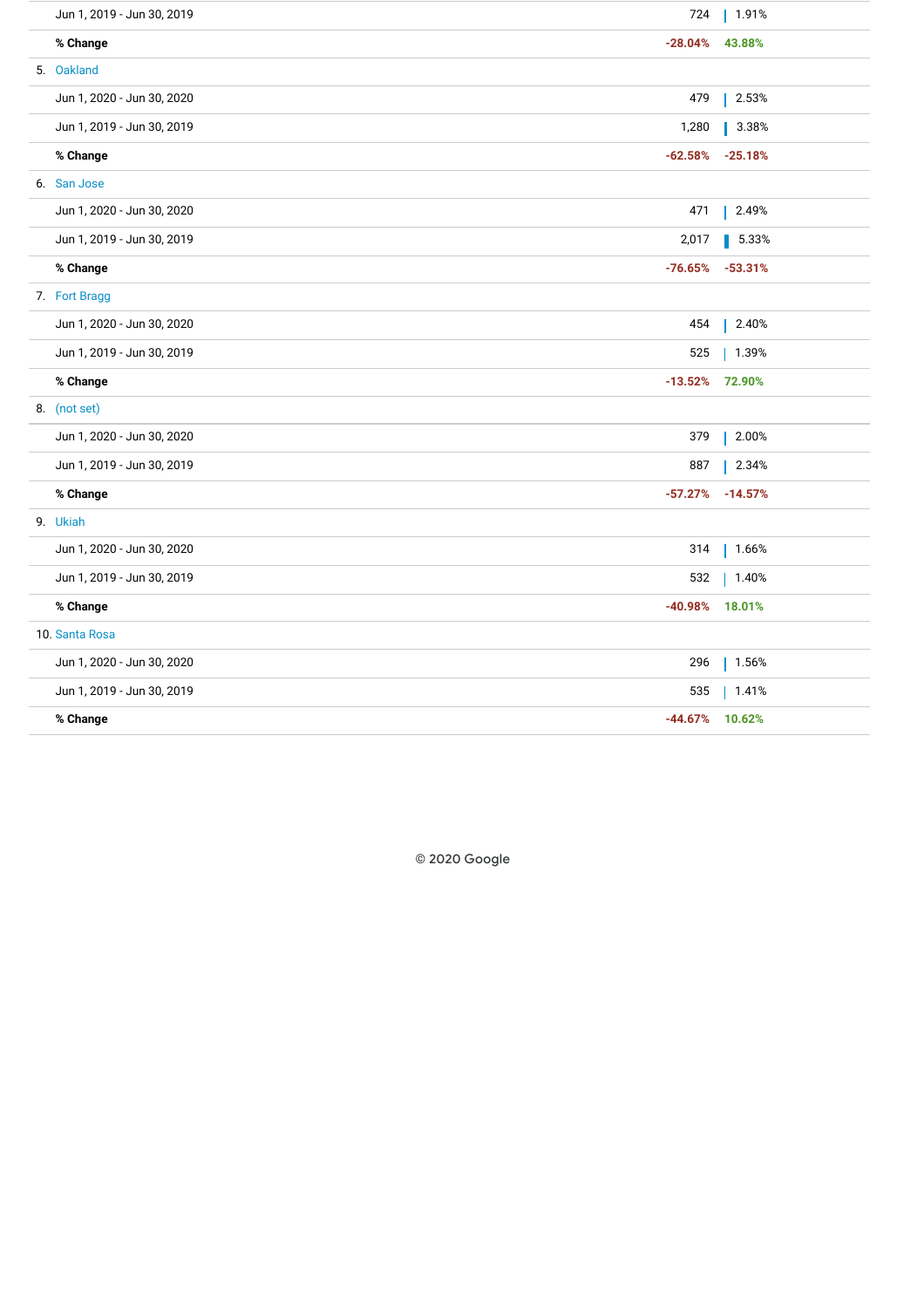| | | |
|---|---|---|
| Jun 1, 2019 - Jun 30, 2019 | 724 | 1.91% |
| **% Change** | **-28.04%** | **43.88%** |
| 5. Oakland | | |
| Jun 1, 2020 - Jun 30, 2020 | 479 | 2.53% |
| Jun 1, 2019 - Jun 30, 2019 | 1,280 | 3.38% |
| **% Change** | **-62.58%** | **-25.18%** |
| 6. San Jose | | |
| Jun 1, 2020 - Jun 30, 2020 | 471 | 2.49% |
| Jun 1, 2019 - Jun 30, 2019 | 2,017 | 5.33% |
| **% Change** | **-76.65%** | **-53.31%** |
| 7. Fort Bragg | | |
| Jun 1, 2020 - Jun 30, 2020 | 454 | 2.40% |
| Jun 1, 2019 - Jun 30, 2019 | 525 | 1.39% |
| **% Change** | **-13.52%** | **72.90%** |
| 8. (not set) | | |
| Jun 1, 2020 - Jun 30, 2020 | 379 | 2.00% |
| Jun 1, 2019 - Jun 30, 2019 | 887 | 2.34% |
| **% Change** | **-57.27%** | **-14.57%** |
| 9. Ukiah | | |
| Jun 1, 2020 - Jun 30, 2020 | 314 | 1.66% |
| Jun 1, 2019 - Jun 30, 2019 | 532 | 1.40% |
| **% Change** | **-40.98%** | **18.01%** |
| 10. Santa Rosa | | |
| Jun 1, 2020 - Jun 30, 2020 | 296 | 1.56% |
| Jun 1, 2019 - Jun 30, 2019 | 535 | 1.41% |
| **% Change** | **-44.67%** | **10.62%** |

© 2020 Google